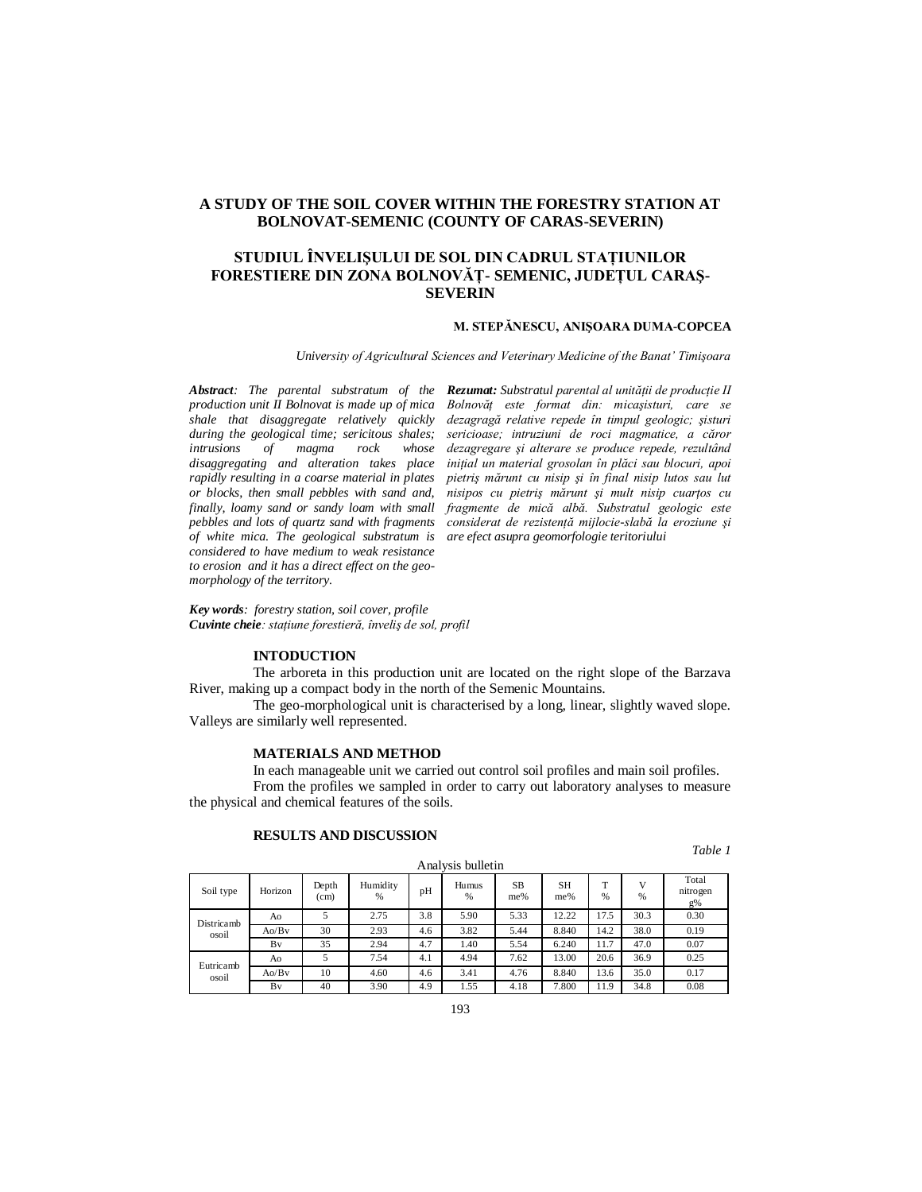# A STUDY OF THE SOIL COVER WITHIN THE FORESTRY STATION AT BOLNOVAT-SEMENIC (COUNTY OF CARAS-SEVERIN)

# STUDIUL ÎNVELIȘULUI DE SOL DIN CADRUL STAȚIUNILOR FORESTIERE DIN ZONA BOLNOVĂȚ- SEMENIC, JUDEȚUL CARAȘ-SEVERIN

**M. STEPĂNESCU, ANIȘOARA DUMA-COPCEA**

*University of Agricultural Sciences and Veterinary Medicine of the Banat' Timișoara*

***Abstract**: The parental substratum of the production unit II Bolnovat is made up of mica shale that disaggregate relatively quickly during the geological time; sericitous shales; intrusions of magma rock whose disaggregating and alteration takes place rapidly resulting in a coarse material in plates or blocks, then small pebbles with sand and, finally, loamy sand or sandy loam with small pebbles and lots of quartz sand with fragments of white mica. The geological substratum is considered to have medium to weak resistance to erosion and it has a direct effect on the geo-morphology of the territory.*

***Rezumat:** Substratul parental al unității de producție II Bolnovăț este format din: micașisturi, care se dezagragă relative repede în timpul geologic; șisturi sericioase; intruziuni de roci magmatice, a căror dezagregare și alterare se produce repede, rezultând inițial un material grosolan în plăci sau blocuri, apoi pietriș mărunt cu nisip și în final nisip lutos sau lut nisipos cu pietriș mărunt și mult nisip cuarțos cu fragmente de mică albă. Substratul geologic este considerat de rezistență mijlocie-slabă la eroziune și are efect asupra geomorfologie teritoriului*

***Key words**: forestry station, soil cover, profile*
***Cuvinte cheie**: stațiune forestieră, înveliș de sol, profil*

## INTODUCTION

The arboreta in this production unit are located on the right slope of the Barzava River, making up a compact body in the north of the Semenic Mountains.

The geo-morphological unit is characterised by a long, linear, slightly waved slope. Valleys are similarly well represented.

## MATERIALS AND METHOD

In each manageable unit we carried out control soil profiles and main soil profiles.

From the profiles we sampled in order to carry out laboratory analyses to measure the physical and chemical features of the soils.

## RESULTS AND DISCUSSION

*Table 1*

Analysis bulletin

| Soil type | Horizon | Depth (cm) | Humidity % | pH | Humus % | SB me% | SH me% | T % | V % | Total nitrogen g% |
|---|---|---|---|---|---|---|---|---|---|---|
| Districambosoil | Ao | 5 | 2.75 | 3.8 | 5.90 | 5.33 | 12.22 | 17.5 | 30.3 | 0.30 |
| | Ao/Bv | 30 | 2.93 | 4.6 | 3.82 | 5.44 | 8.840 | 14.2 | 38.0 | 0.19 |
| | Bv | 35 | 2.94 | 4.7 | 1.40 | 5.54 | 6.240 | 11.7 | 47.0 | 0.07 |
| Eutricambosoil | Ao | 5 | 7.54 | 4.1 | 4.94 | 7.62 | 13.00 | 20.6 | 36.9 | 0.25 |
| | Ao/Bv | 10 | 4.60 | 4.6 | 3.41 | 4.76 | 8.840 | 13.6 | 35.0 | 0.17 |
| | Bv | 40 | 3.90 | 4.9 | 1.55 | 4.18 | 7.800 | 11.9 | 34.8 | 0.08 |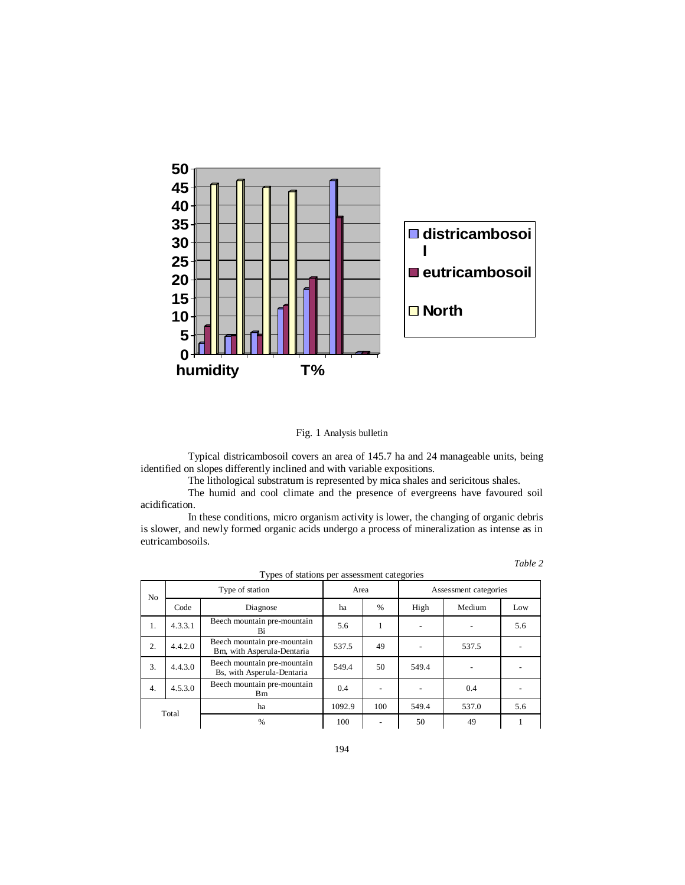Fig. 1 Analysis bulletin

Typical districambosoil covers an area of 145.7 ha and 24 manageable units, being identified on slopes differently inclined and with variable expositions.

The lithological substratum is represented by mica shales and sericitous shales.

The humid and cool climate and the presence of evergreens have favoured soil acidification.

In these conditions, micro organism activity is lower, the changing of organic debris is slower, and newly formed organic acids undergo a process of mineralization as intense as in eutricambosoils.

*Table 2*

Types of stations per assessment categories

| No | Type of station | | Area | | Assessment categories | | |
|---|---|---|---|---|---|---|---|
| | Code | Diagnose | ha | % | High | Medium | Low |
| 1. | 4.3.3.1 | Beech mountain pre-mountain Bi | 5.6 | 1 | - | - | 5.6 |
| 2. | 4.4.2.0 | Beech mountain pre-mountain Bm, with Asperula-Dentaria | 537.5 | 49 | - | 537.5 | - |
| 3. | 4.4.3.0 | Beech mountain pre-mountain Bs, with Asperula-Dentaria | 549.4 | 50 | 549.4 | - | - |
| 4. | 4.5.3.0 | Beech mountain pre-mountain Bm | 0.4 | - | - | 0.4 | - |
| Total | | ha | 1092.9 | 100 | 549.4 | 537.0 | 5.6 |
| | | % | 100 | - | 50 | 49 | 1 |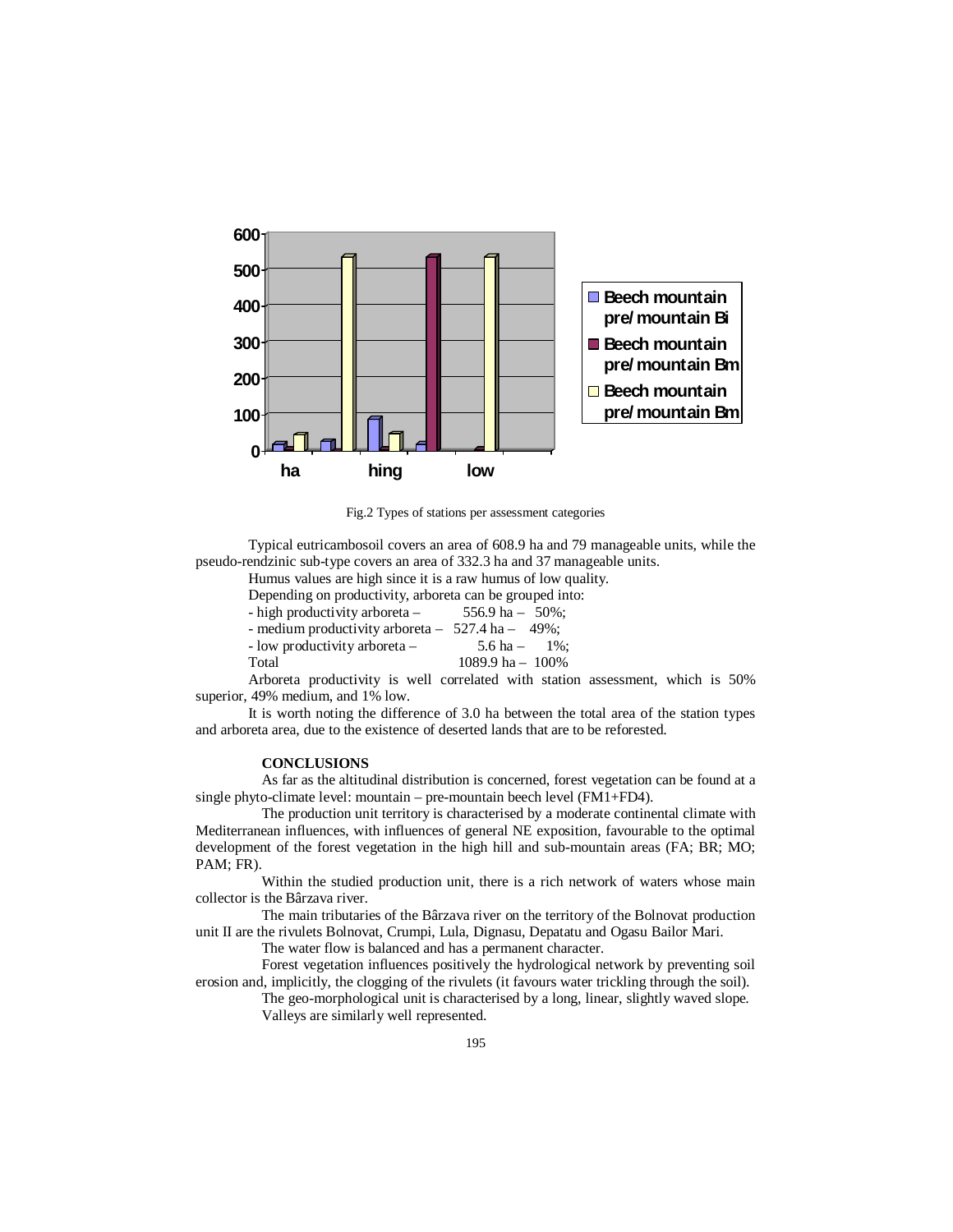Fig.2 Types of stations per assessment categories

Typical eutricambosoil covers an area of 608.9 ha and 79 manageable units, while the pseudo-rendzinic sub-type covers an area of 332.3 ha and 37 manageable units.

Humus values are high since it is a raw humus of low quality.

Depending on productivity, arboreta can be grouped into:

- high productivity arboreta – 556.9 ha – 50%;
- medium productivity arboreta – 527.4 ha – 49%;
- low productivity arboreta – 5.6 ha – 1%;

Total 1089.9 ha – 100%

Arboreta productivity is well correlated with station assessment, which is 50% superior, 49% medium, and 1% low.

It is worth noting the difference of 3.0 ha between the total area of the station types and arboreta area, due to the existence of deserted lands that are to be reforested.

## CONCLUSIONS

As far as the altitudinal distribution is concerned, forest vegetation can be found at a single phyto-climate level: mountain – pre-mountain beech level (FM1+FD4).

The production unit territory is characterised by a moderate continental climate with Mediterranean influences, with influences of general NE exposition, favourable to the optimal development of the forest vegetation in the high hill and sub-mountain areas (FA; BR; MO; PAM; FR).

Within the studied production unit, there is a rich network of waters whose main collector is the Bârzava river.

The main tributaries of the Bârzava river on the territory of the Bolnovat production unit II are the rivulets Bolnovat, Crumpi, Lula, Dignasu, Depatatu and Ogasu Bailor Mari.

The water flow is balanced and has a permanent character.

Forest vegetation influences positively the hydrological network by preventing soil erosion and, implicitly, the clogging of the rivulets (it favours water trickling through the soil).

The geo-morphological unit is characterised by a long, linear, slightly waved slope.

Valleys are similarly well represented.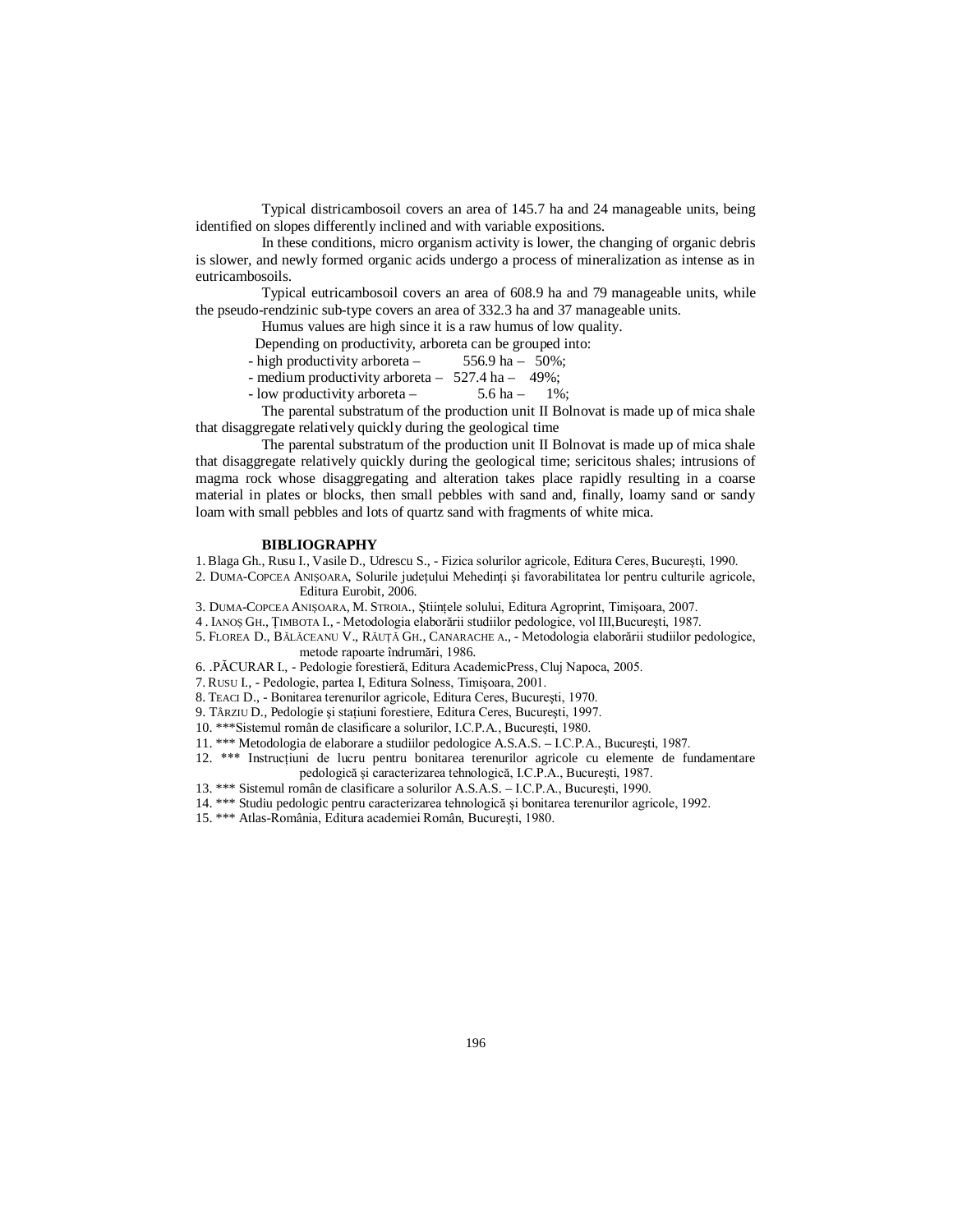Typical districambosoil covers an area of 145.7 ha and 24 manageable units, being identified on slopes differently inclined and with variable expositions.

In these conditions, micro organism activity is lower, the changing of organic debris is slower, and newly formed organic acids undergo a process of mineralization as intense as in eutricambosoils.

Typical eutricambosoil covers an area of 608.9 ha and 79 manageable units, while the pseudo-rendzinic sub-type covers an area of 332.3 ha and 37 manageable units.

Humus values are high since it is a raw humus of low quality.

Depending on productivity, arboreta can be grouped into:

- high productivity arboreta – 556.9 ha – 50%;
- medium productivity arboreta – 527.4 ha – 49%;
- low productivity arboreta – 5.6 ha – 1%;

The parental substratum of the production unit II Bolnovat is made up of mica shale that disaggregate relatively quickly during the geological time

The parental substratum of the production unit II Bolnovat is made up of mica shale that disaggregate relatively quickly during the geological time; sericitous shales; intrusions of magma rock whose disaggregating and alteration takes place rapidly resulting in a coarse material in plates or blocks, then small pebbles with sand and, finally, loamy sand or sandy loam with small pebbles and lots of quartz sand with fragments of white mica.

## BIBLIOGRAPHY

1. Blaga Gh., Rusu I., Vasile D., Udrescu S., - Fizica solurilor agricole, Editura Ceres, Bucureşti, 1990.
2. Duma-Copcea Anişoara, Solurile judeţului Mehedinţi şi favorabilitatea lor pentru culturile agricole, Editura Eurobit, 2006.
3. Duma-Copcea Anişoara, M. Stroia., Ştiinţele solului, Editura Agroprint, Timişoara, 2007.
4. Ianoş Gh., Ţimbota I., - Metodologia elaborării studiilor pedologice, vol III,Bucureşti, 1987.
5. Florea D., Bălăceanu V., Răuţă Gh., Canarache A., - Metodologia elaborării studiilor pedologice, metode rapoarte îndrumări, 1986.
6. .Păcurar I., - Pedologie forestieră, Editura AcademicPress, Cluj Napoca, 2005.
7. Rusu I., - Pedologie, partea I, Editura Solness, Timişoara, 2001.
8. Teaci D., - Bonitarea terenurilor agricole, Editura Ceres, Bucureşti, 1970.
9. Târziu D., Pedologie şi staţiuni forestiere, Editura Ceres, Bucureşti, 1997.
10. ***Sistemul român de clasificare a solurilor, I.C.P.A., Bucureşti, 1980.
11. *** Metodologia de elaborare a studiilor pedologice A.S.A.S. – I.C.P.A., Bucureşti, 1987.
12. *** Instrucţiuni de lucru pentru bonitarea terenurilor agricole cu elemente de fundamentare pedologică şi caracterizarea tehnologică, I.C.P.A., Bucureşti, 1987.
13. *** Sistemul român de clasificare a solurilor A.S.A.S. – I.C.P.A., Bucureşti, 1990.
14. *** Studiu pedologic pentru caracterizarea tehnologică şi bonitarea terenurilor agricole, 1992.
15. *** Atlas-România, Editura academiei Român, Bucureşti, 1980.